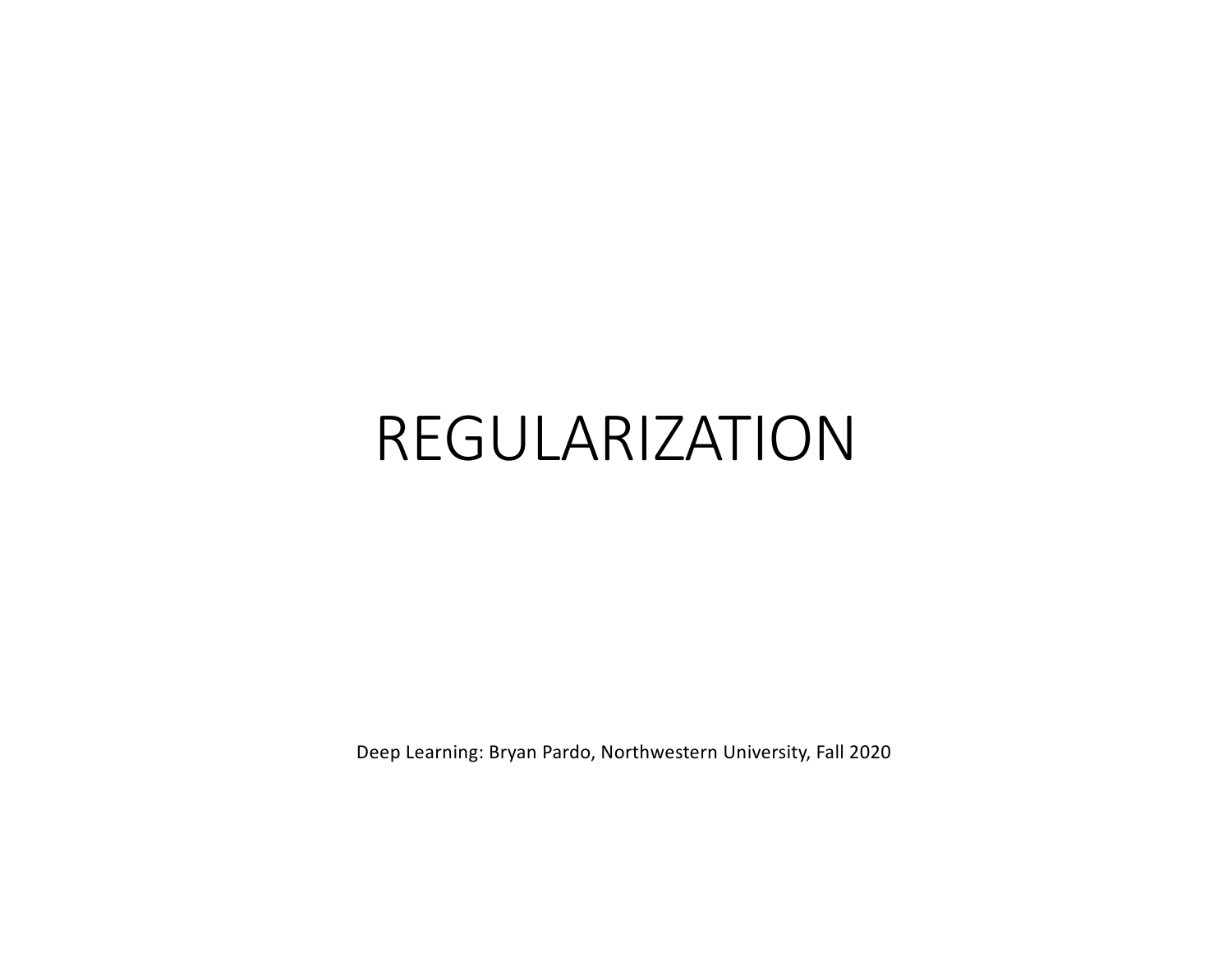# REGULARIZATION

Deep Learning: Bryan Pardo, Northwestern University, Fall 2020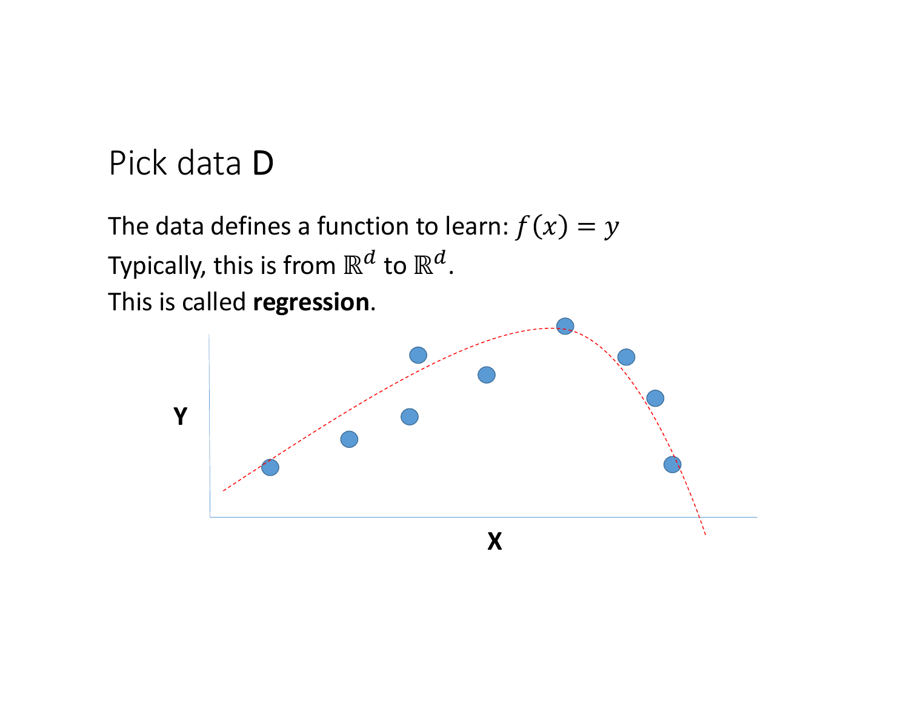# Pick data **D**

The data defines a function to learn: $f(x) = y$

Typically, this is from $\mathbb{R}^d$ to $\mathbb{R}^d$.

This is called **regression**.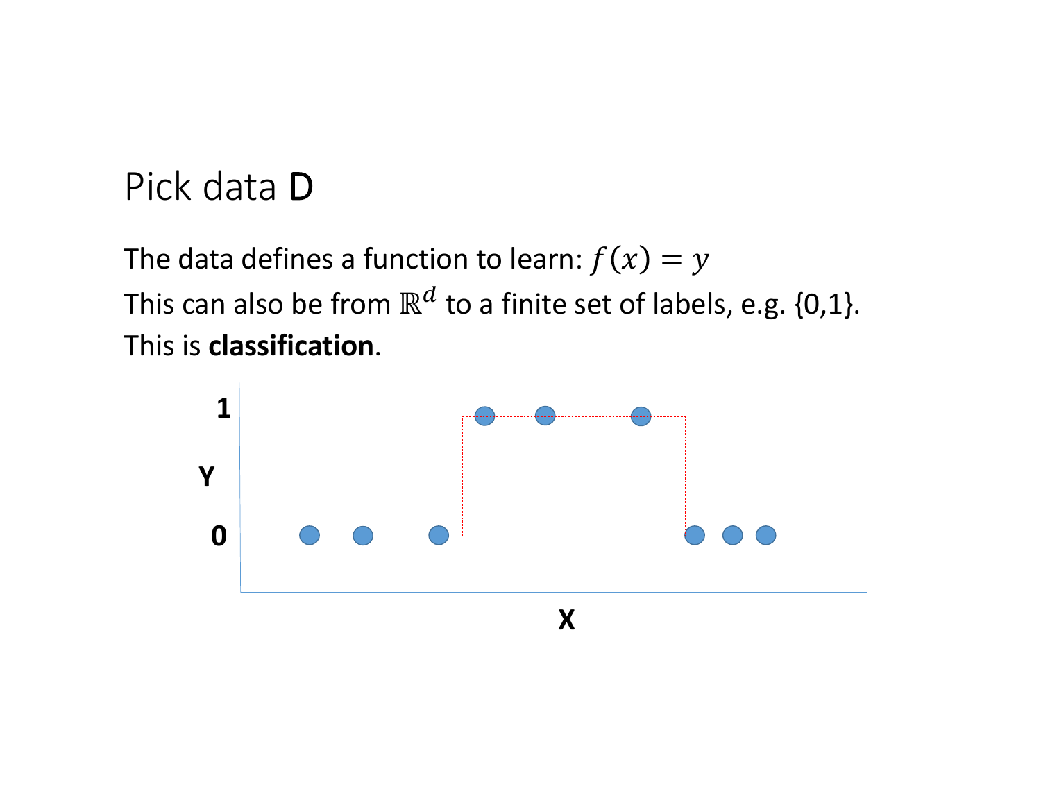# Pick data **D**

The data defines a function to learn: $f(x) = y$

This can also be from $\mathbb{R}^d$ to a finite set of labels, e.g. {0,1}.

This is **classification**.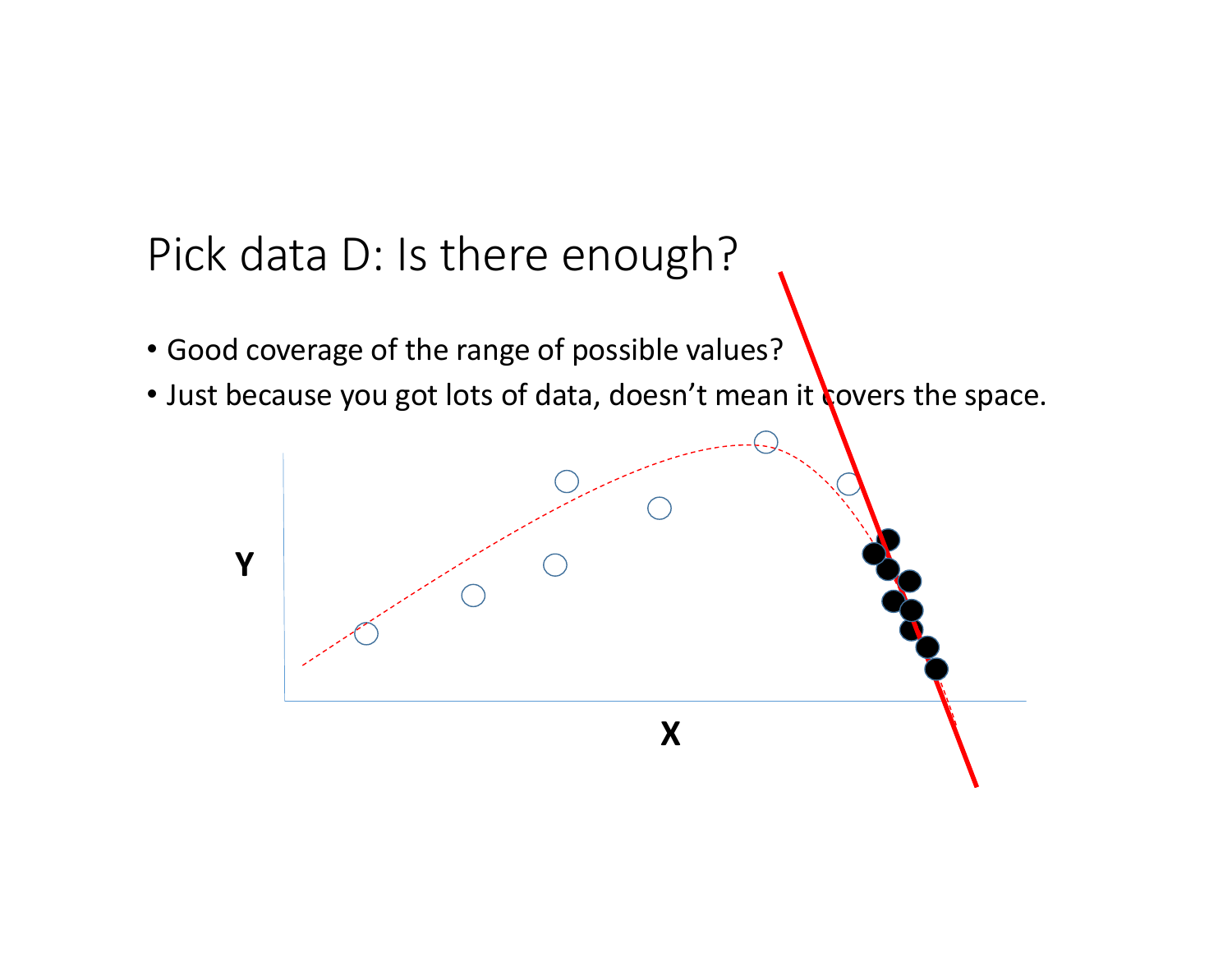# Pick data D: Is there enough?

- Good coverage of the range of possible values?
- Just because you got lots of data, doesn't mean it covers the space.

Y

X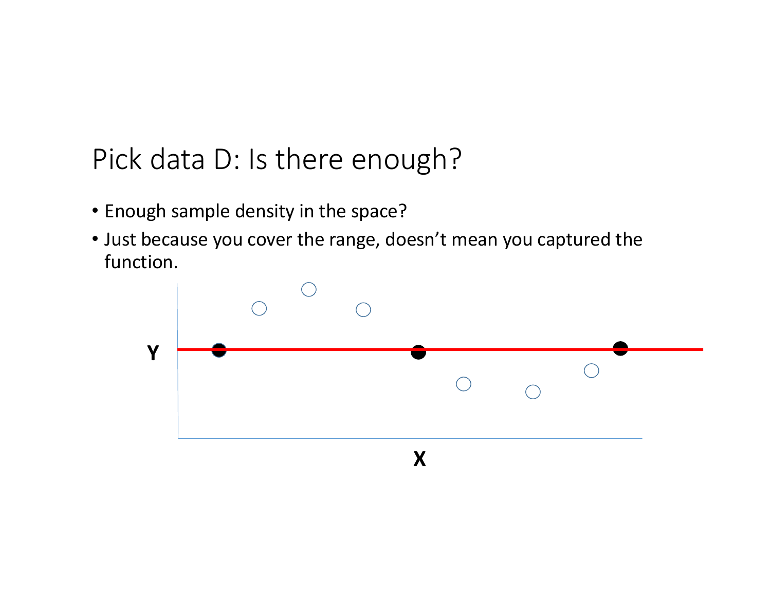# Pick data D: Is there enough?

- Enough sample density in the space?
- Just because you cover the range, doesn't mean you captured the function.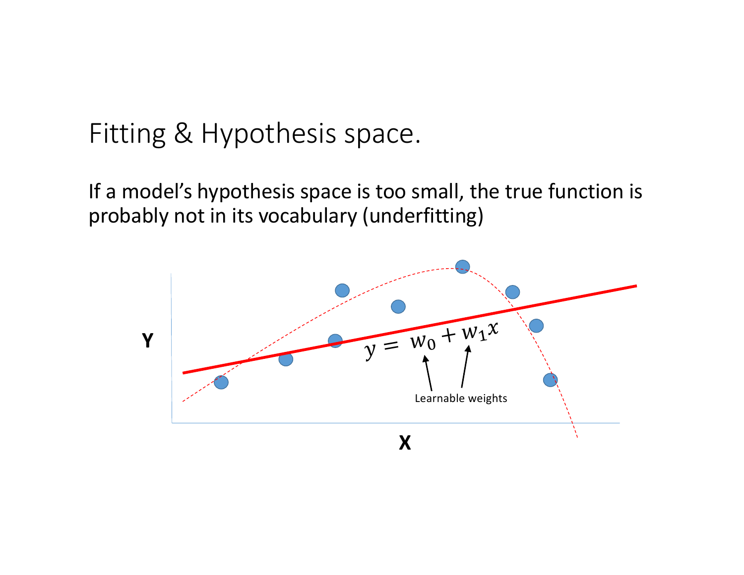# Fitting & Hypothesis space.

If a model's hypothesis space is too small, the true function is probably not in its vocabulary (underfitting)

$$y = w_0 + w_1 x$$

Learnable weights

Y

X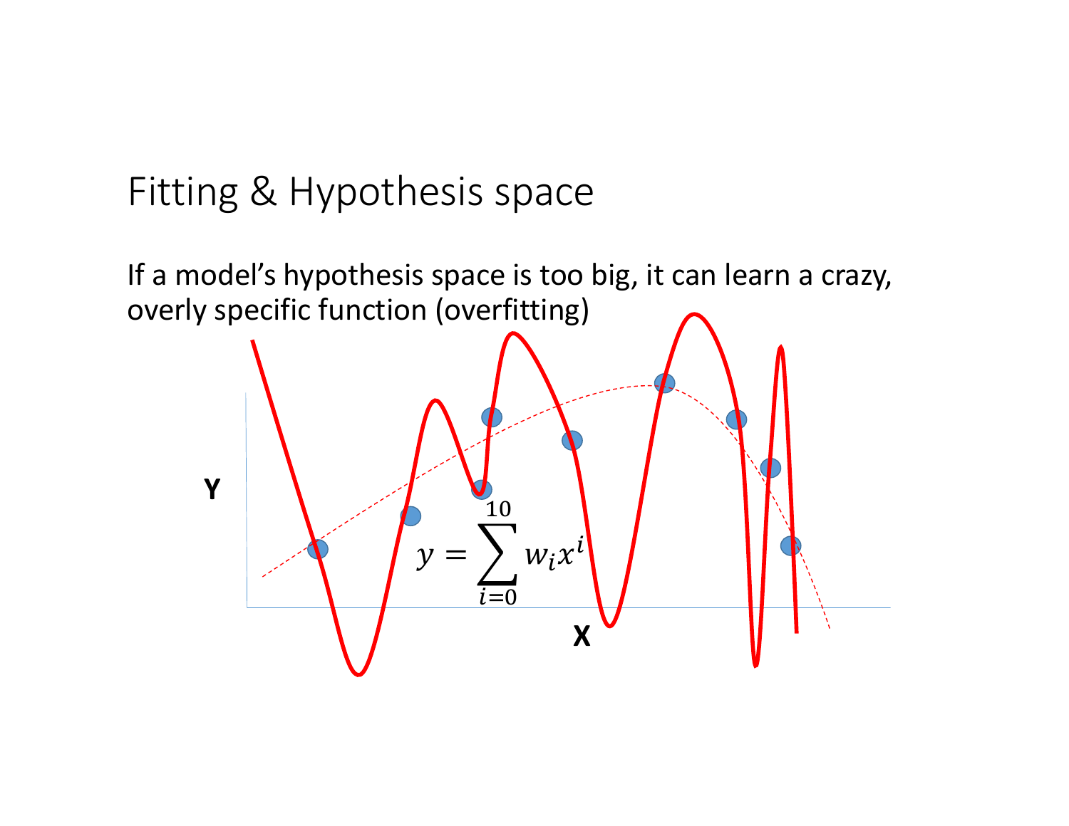# Fitting & Hypothesis space

If a model's hypothesis space is too big, it can learn a crazy, overly specific function (overfitting)

$$y = \sum_{i=0}^{10} w_i x^i$$

Y

X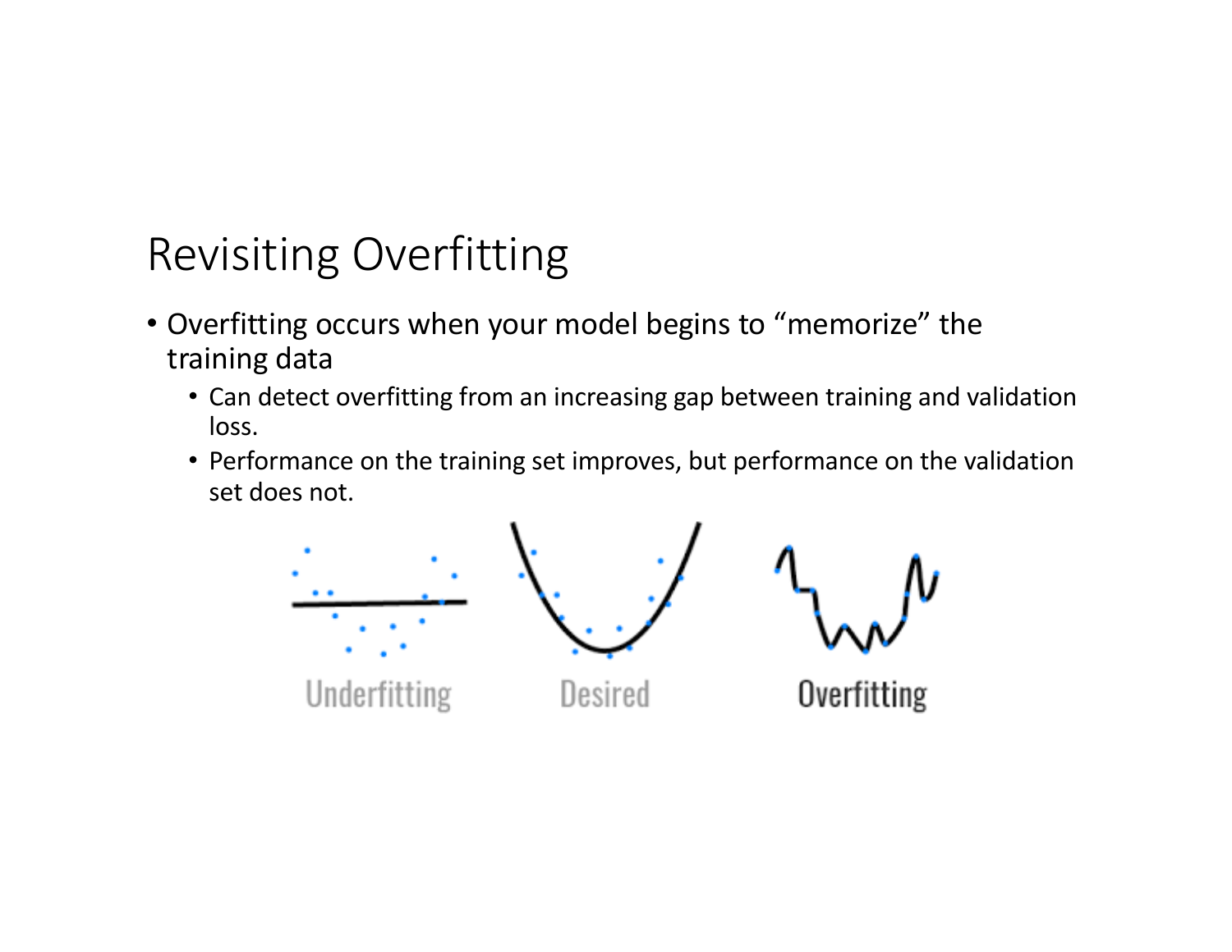# Revisiting Overfitting

- Overfitting occurs when your model begins to "memorize" the training data
  - Can detect overfitting from an increasing gap between training and validation loss.
  - Performance on the training set improves, but performance on the validation set does not.

Underfitting Desired Overfitting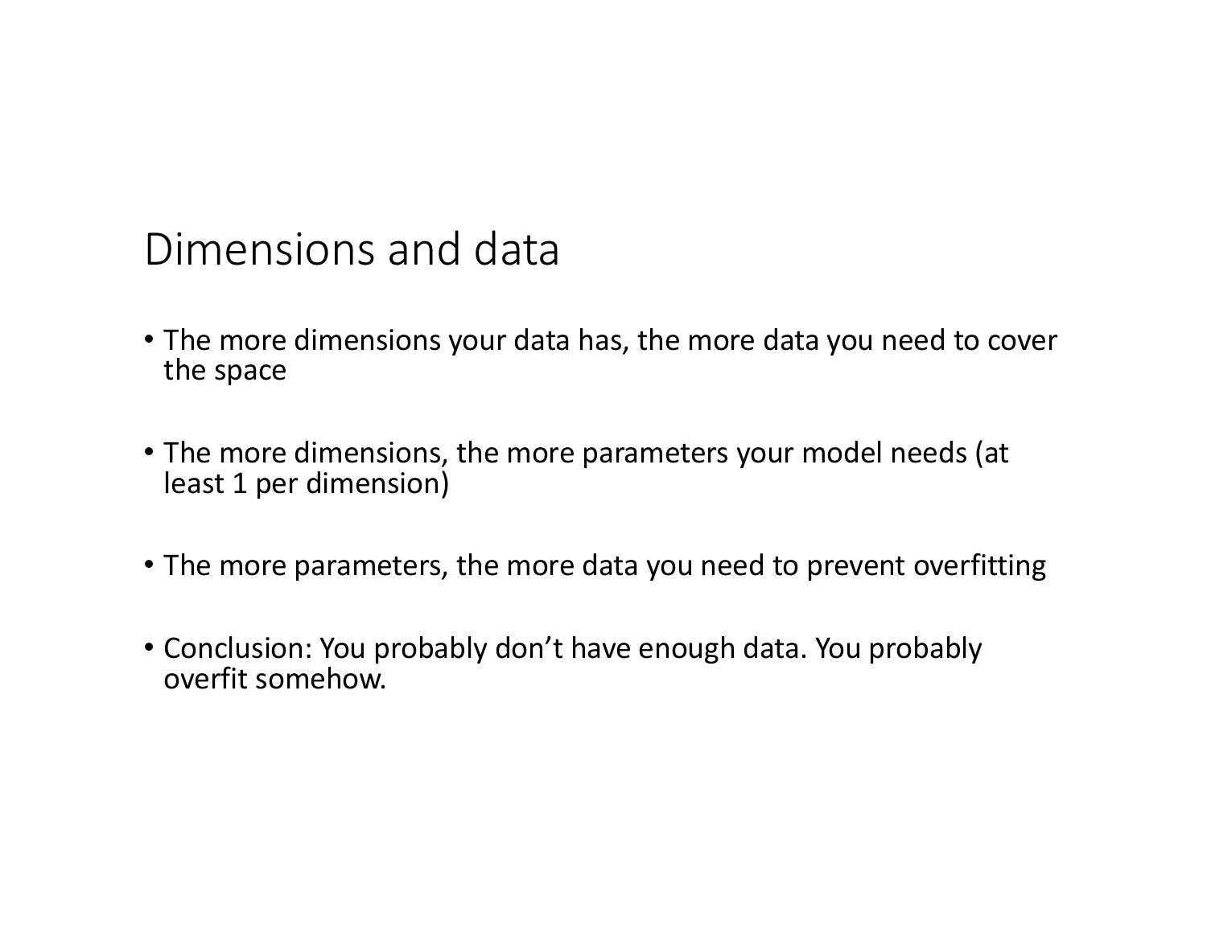# Dimensions and data

- The more dimensions your data has, the more data you need to cover the space
- The more dimensions, the more parameters your model needs (at least 1 per dimension)
- The more parameters, the more data you need to prevent overfitting
- Conclusion: You probably don't have enough data. You probably overfit somehow.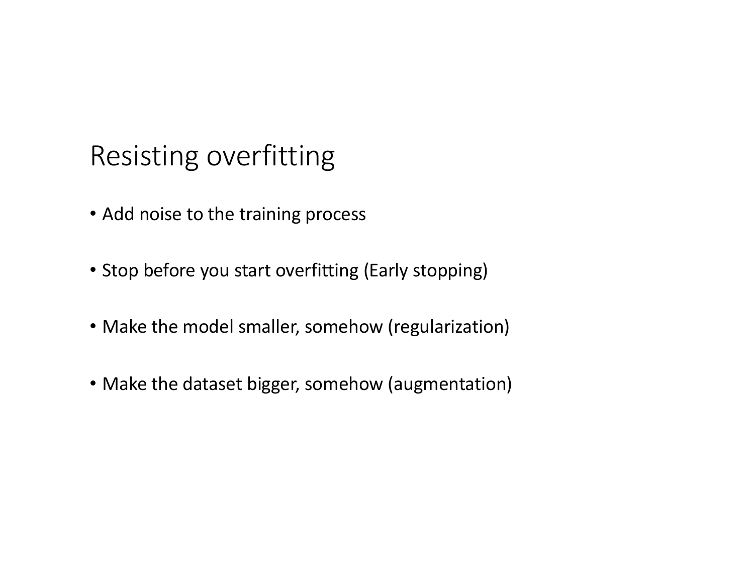# Resisting overfitting

- Add noise to the training process
- Stop before you start overfitting (Early stopping)
- Make the model smaller, somehow (regularization)
- Make the dataset bigger, somehow (augmentation)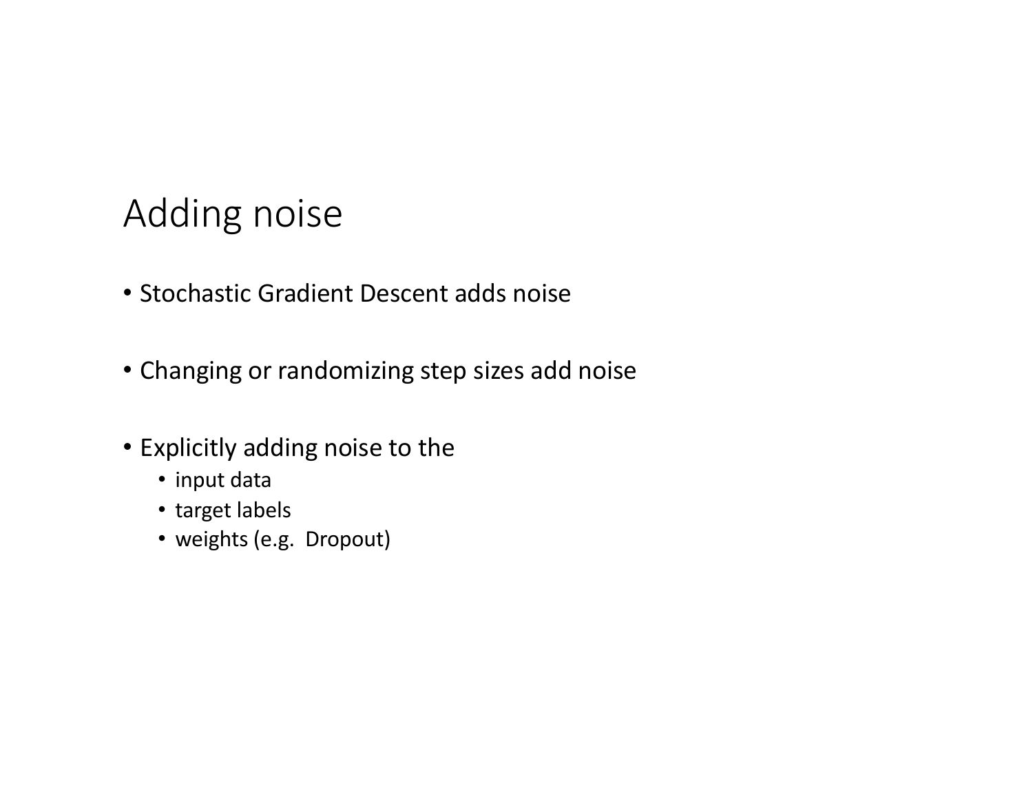# Adding noise

- Stochastic Gradient Descent adds noise
- Changing or randomizing step sizes add noise
- Explicitly adding noise to the
  - input data
  - target labels
  - weights (e.g. Dropout)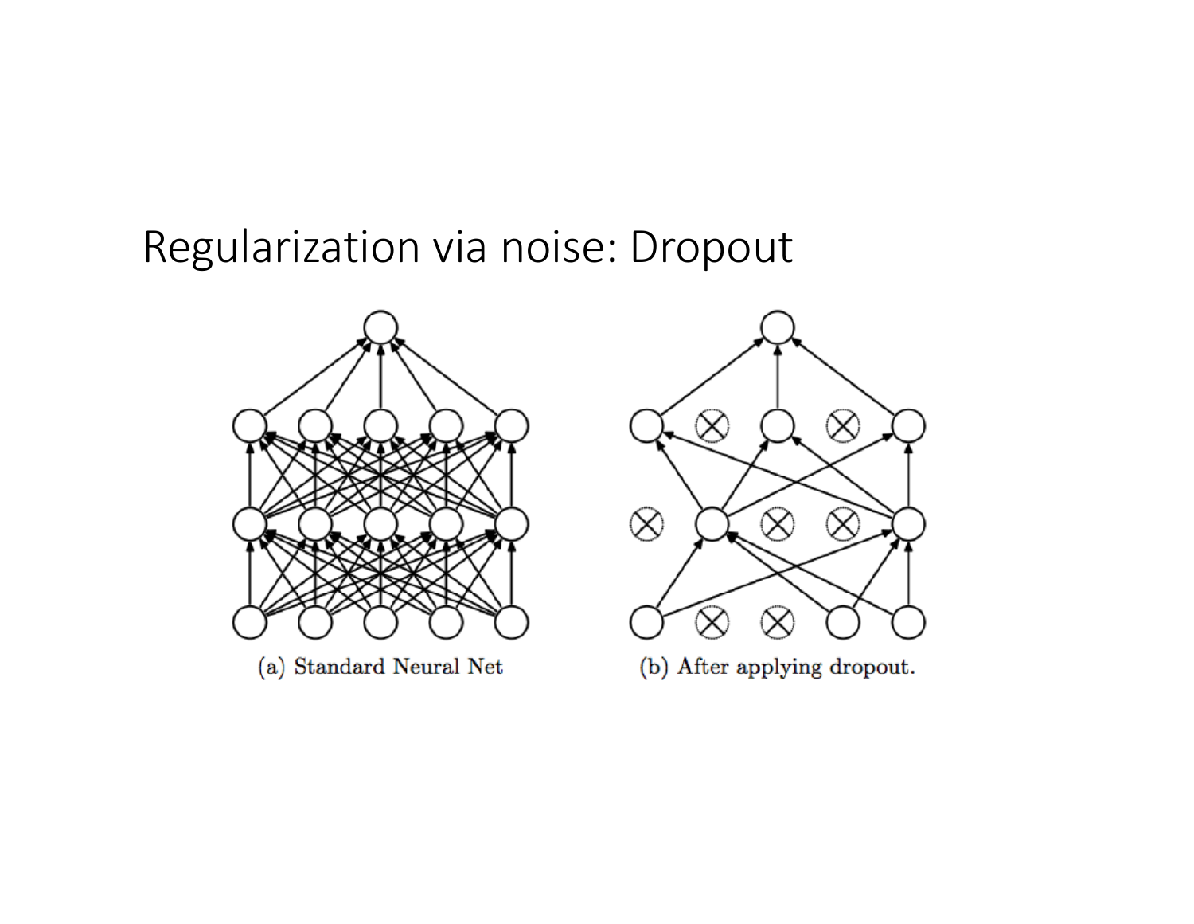# Regularization via noise: Dropout

(a) Standard Neural Net

(b) After applying dropout.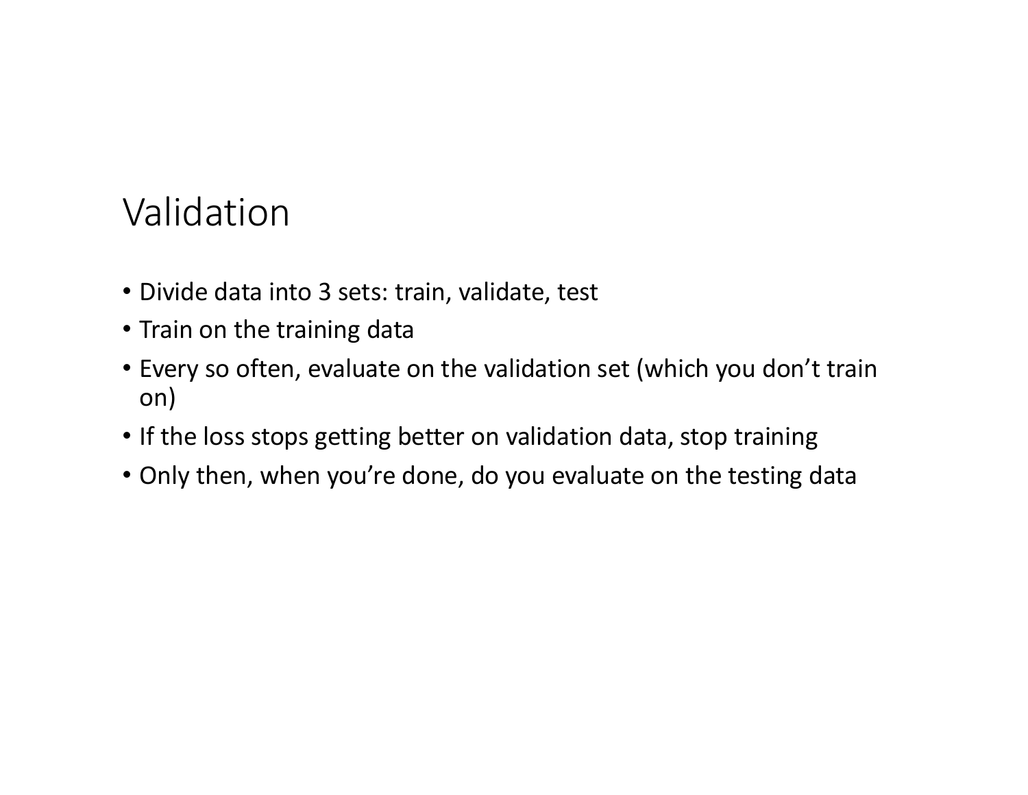# Validation

- Divide data into 3 sets: train, validate, test
- Train on the training data
- Every so often, evaluate on the validation set (which you don't train on)
- If the loss stops getting better on validation data, stop training
- Only then, when you're done, do you evaluate on the testing data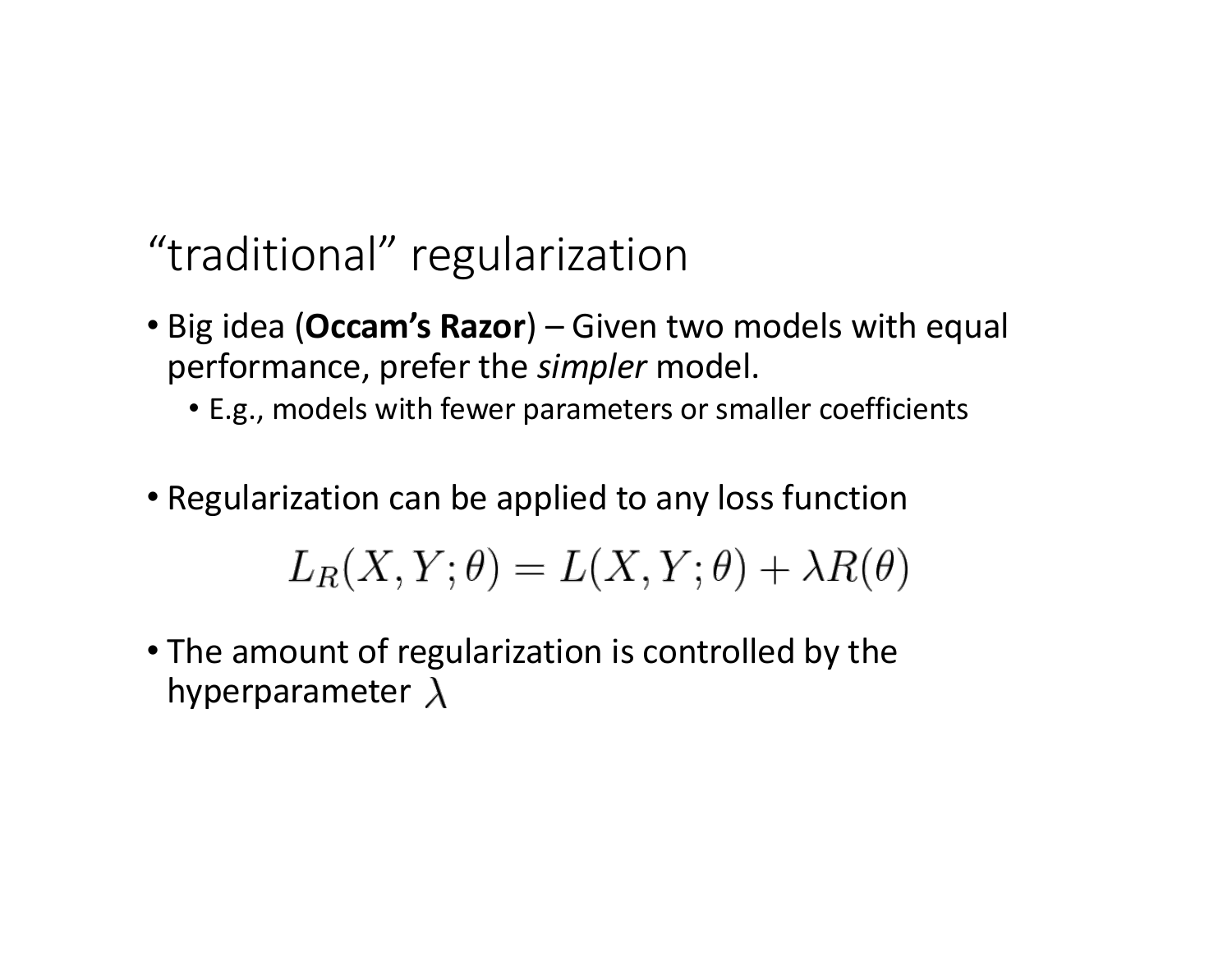# "traditional" regularization

- Big idea (**Occam's Razor**) – Given two models with equal performance, prefer the *simpler* model.
  - E.g., models with fewer parameters or smaller coefficients

- Regularization can be applied to any loss function

$$L_R(X, Y; \theta) = L(X, Y; \theta) + \lambda R(\theta)$$

- The amount of regularization is controlled by the hyperparameter $\lambda$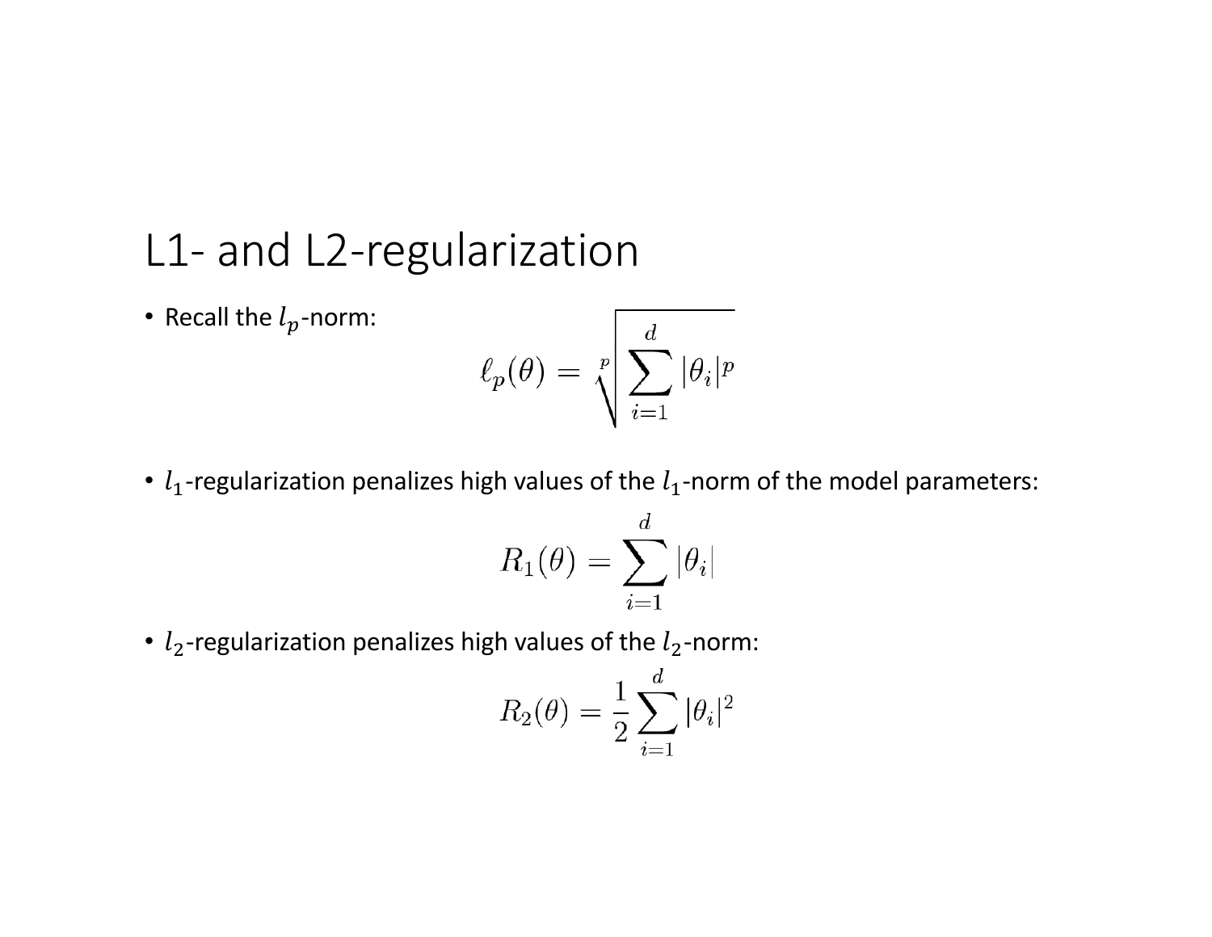# L1- and L2-regularization

- Recall the $l_p$-norm:

$$\ell_p(\theta) = \sqrt[p]{\sum_{i=1}^{d} |\theta_i|^p}$$

- $l_1$-regularization penalizes high values of the $l_1$-norm of the model parameters:

$$R_1(\theta) = \sum_{i=1}^{d} |\theta_i|$$

- $l_2$-regularization penalizes high values of the $l_2$-norm:

$$R_2(\theta) = \frac{1}{2} \sum_{i=1}^{d} |\theta_i|^2$$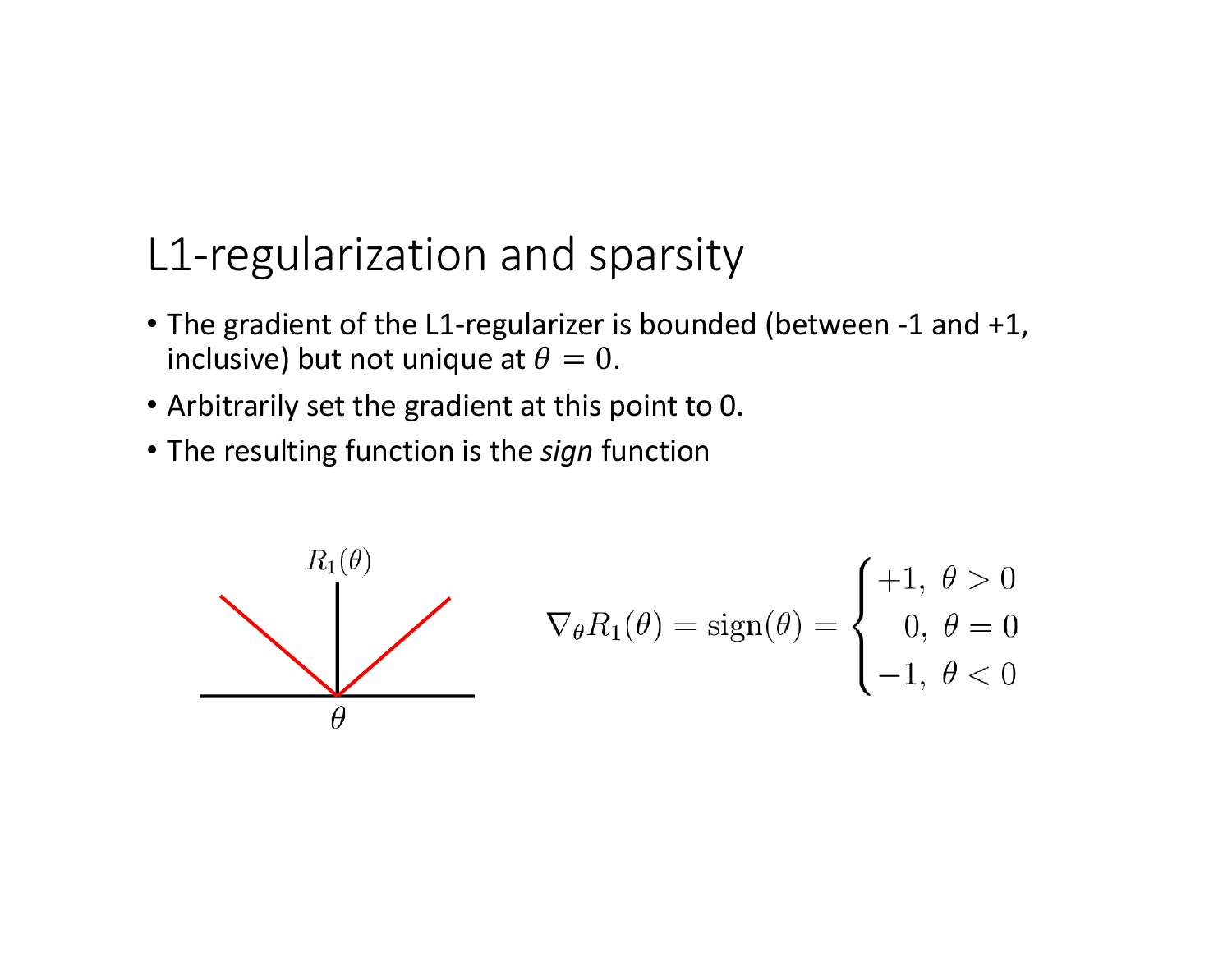# L1-regularization and sparsity

- The gradient of the L1-regularizer is bounded (between -1 and +1, inclusive) but not unique at $\theta = 0$.
- Arbitrarily set the gradient at this point to 0.
- The resulting function is the *sign* function

$$\nabla_\theta R_1(\theta) = \text{sign}(\theta) = \begin{cases} +1, & \theta > 0 \\ 0, & \theta = 0 \\ -1, & \theta < 0 \end{cases}$$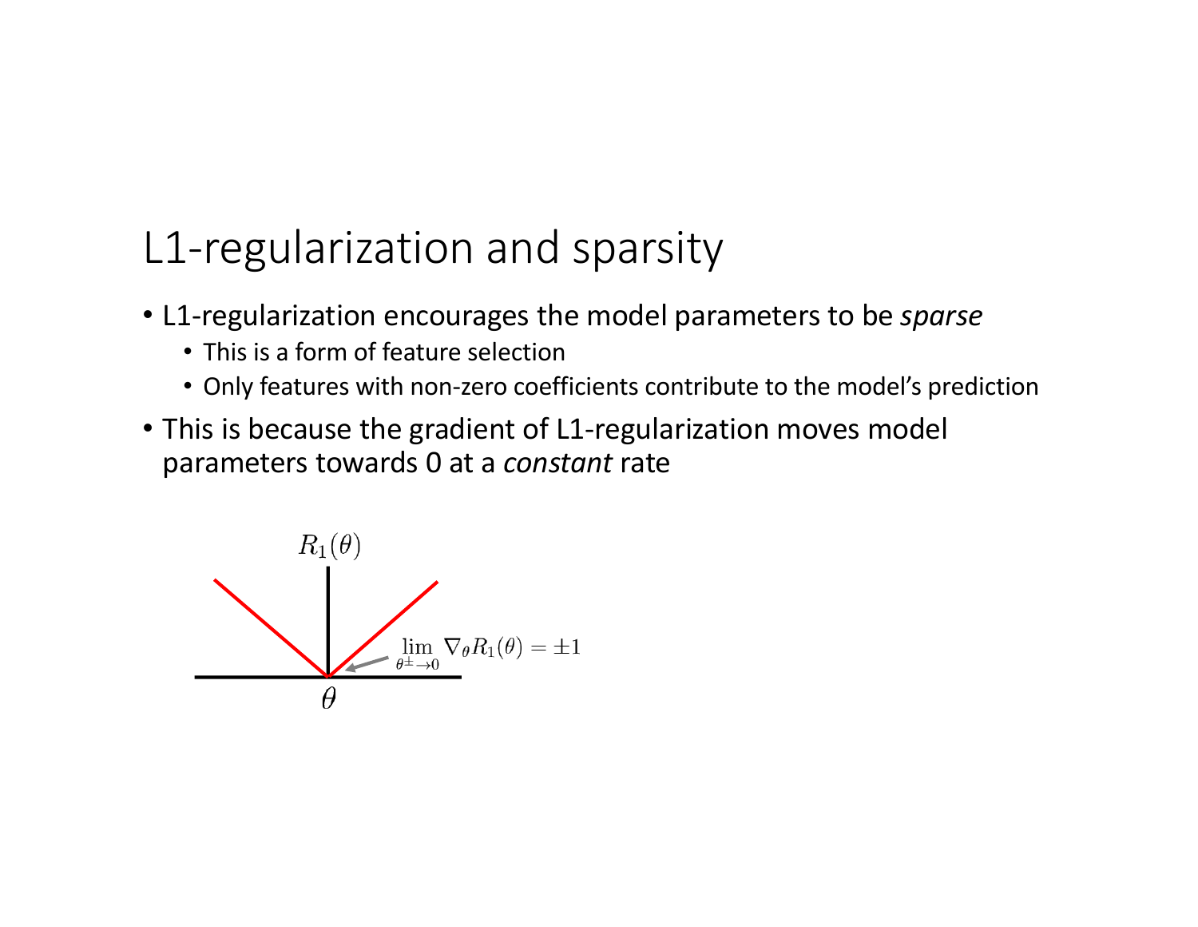# L1-regularization and sparsity

- L1-regularization encourages the model parameters to be *sparse*
  - This is a form of feature selection
  - Only features with non-zero coefficients contribute to the model's prediction
- This is because the gradient of L1-regularization moves model parameters towards 0 at a *constant* rate

$R_1(\theta)$

$$\lim_{\theta^{\pm} \to 0} \nabla_\theta R_1(\theta) = \pm 1$$

$\theta$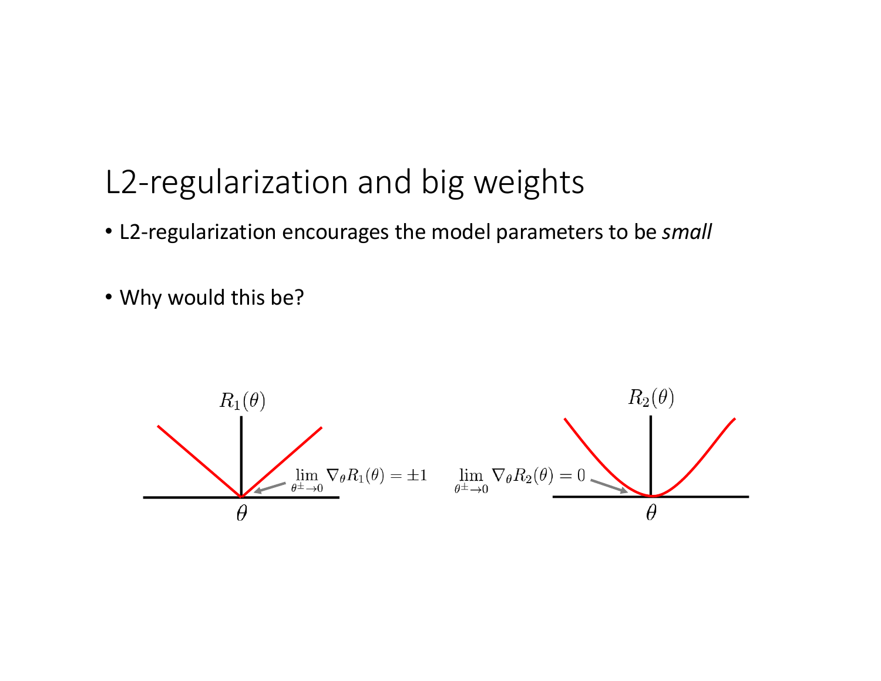# L2-regularization and big weights

- L2-regularization encourages the model parameters to be *small*

- Why would this be?

$R_1(\theta)$

$$\lim_{\theta^{\pm} \to 0} \nabla_\theta R_1(\theta) = \pm 1$$

$\theta$

$R_2(\theta)$

$$\lim_{\theta^{\pm} \to 0} \nabla_\theta R_2(\theta) = 0$$

$\theta$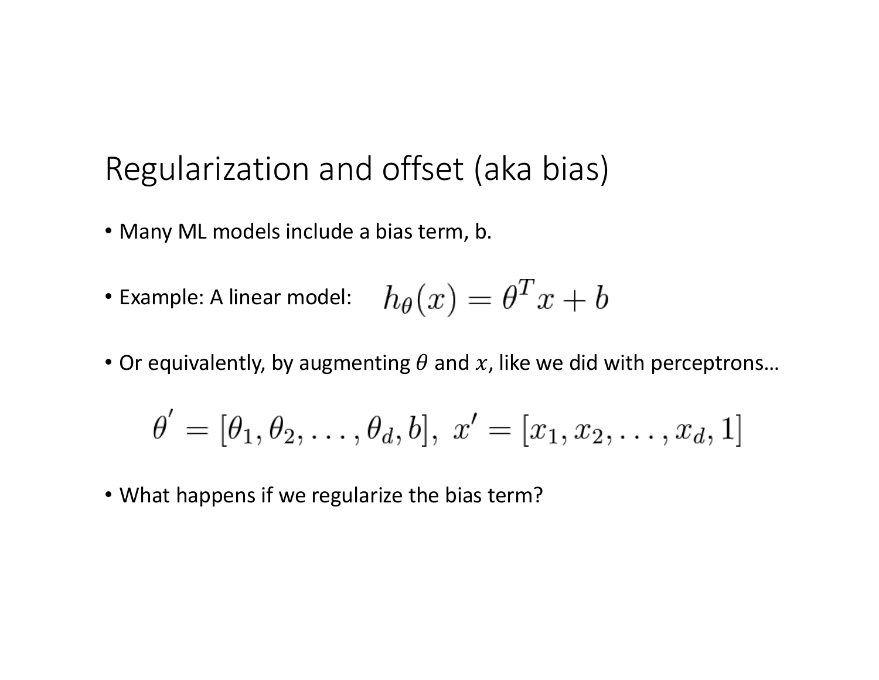# Regularization and offset (aka bias)

- Many ML models include a bias term, b.
- Example: A linear model: $h_\theta(x) = \theta^T x + b$
- Or equivalently, by augmenting $\theta$ and $x$, like we did with perceptrons…

$$\theta' = [\theta_1, \theta_2, \ldots, \theta_d, b],\ x' = [x_1, x_2, \ldots, x_d, 1]$$

- What happens if we regularize the bias term?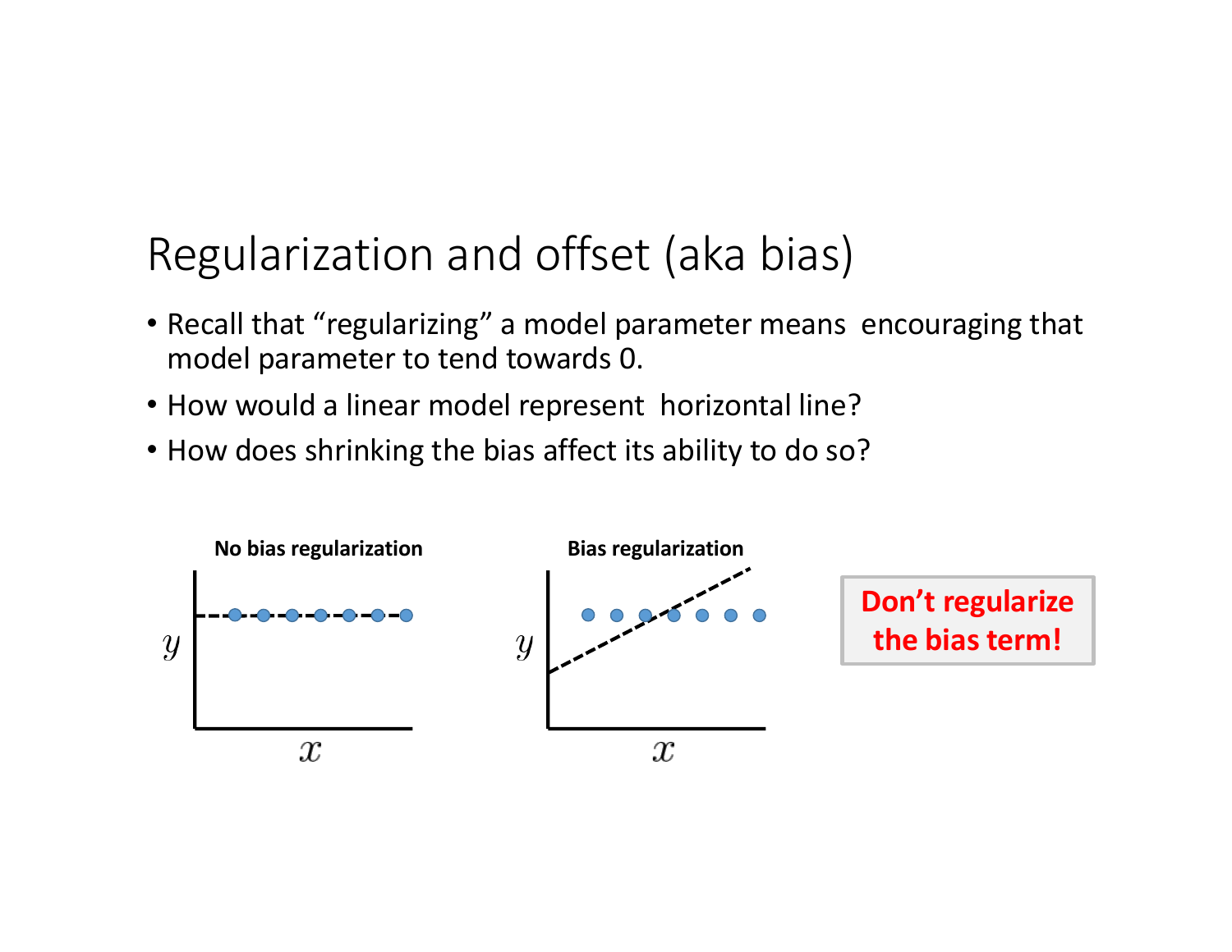# Regularization and offset (aka bias)

- Recall that "regularizing" a model parameter means encouraging that model parameter to tend towards 0.
- How would a linear model represent horizontal line?
- How does shrinking the bias affect its ability to do so?

**No bias regularization**

**Bias regularization**

**Don't regularize the bias term!**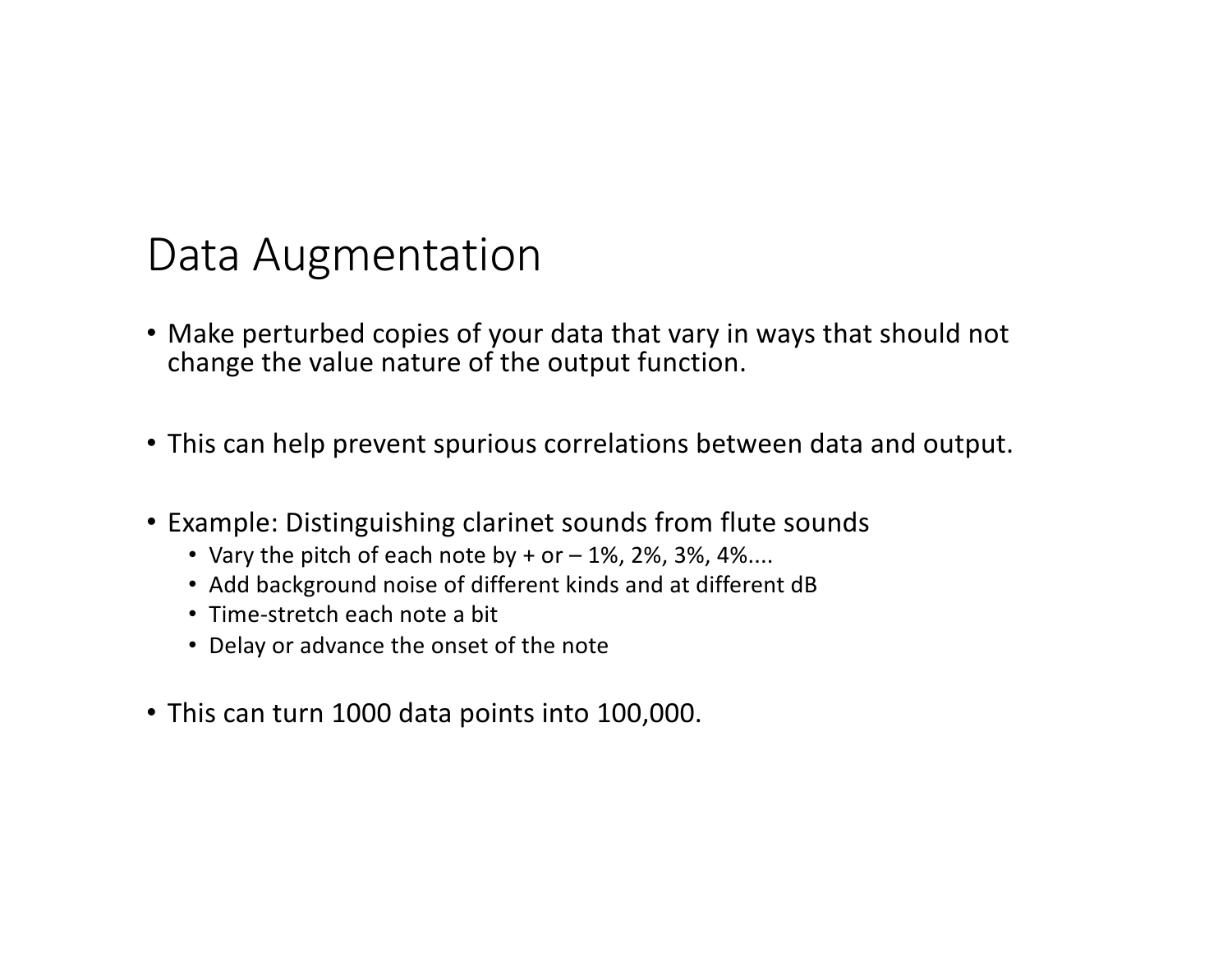# Data Augmentation

- Make perturbed copies of your data that vary in ways that should not change the value nature of the output function.

- This can help prevent spurious correlations between data and output.

- Example: Distinguishing clarinet sounds from flute sounds
  - Vary the pitch of each note by + or – 1%, 2%, 3%, 4%....
  - Add background noise of different kinds and at different dB
  - Time-stretch each note a bit
  - Delay or advance the onset of the note

- This can turn 1000 data points into 100,000.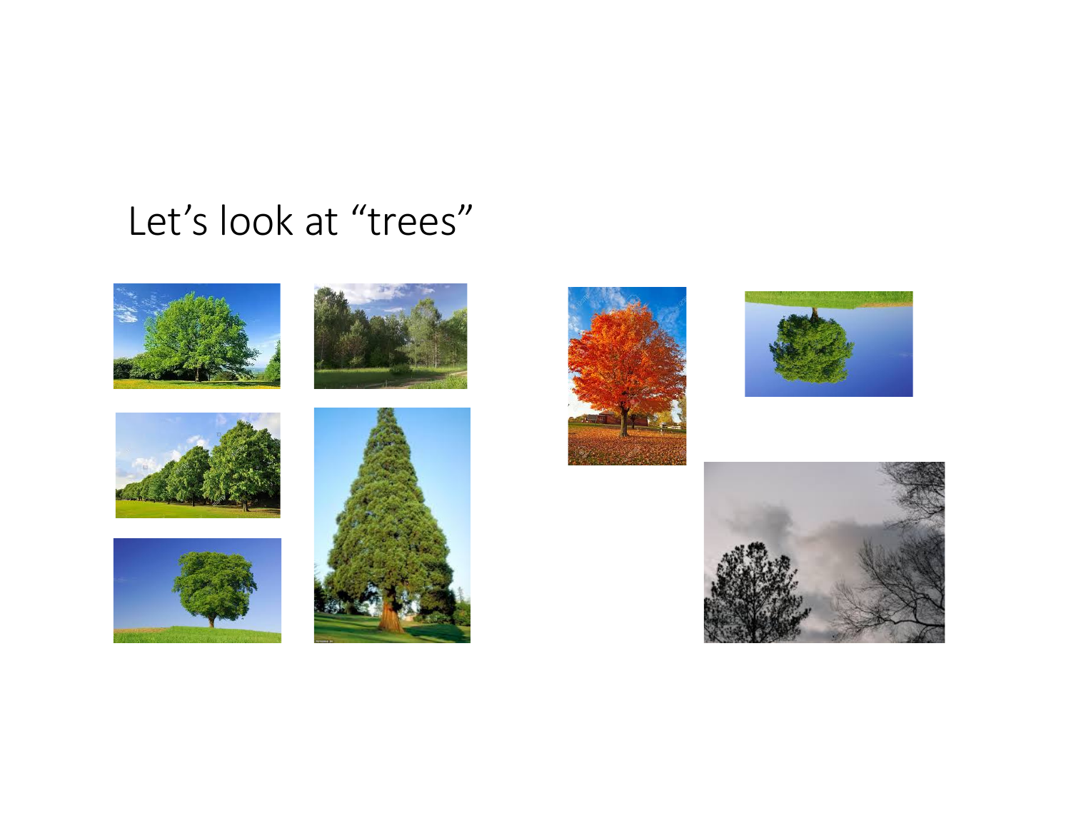# Let's look at "trees"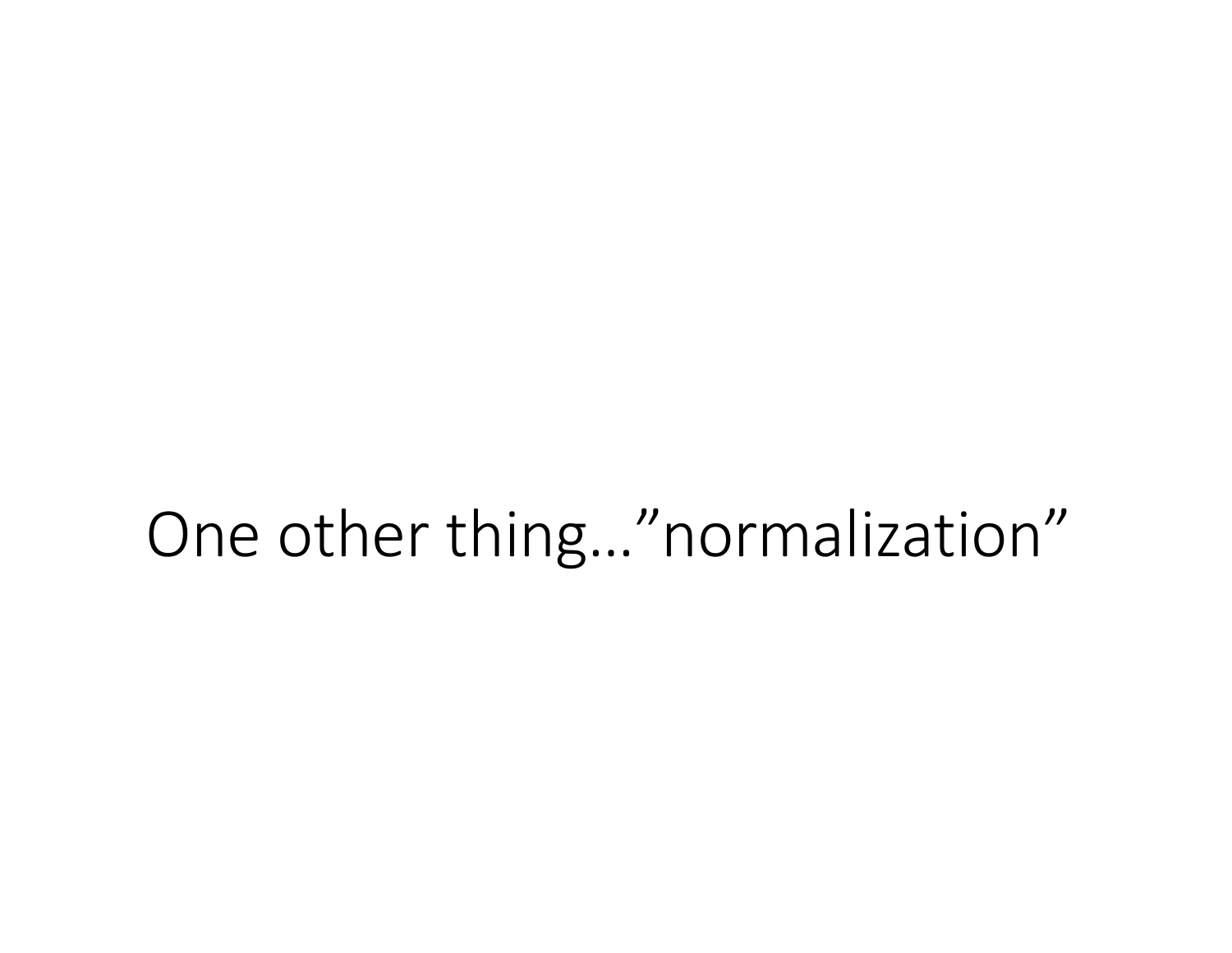# One other thing…"normalization"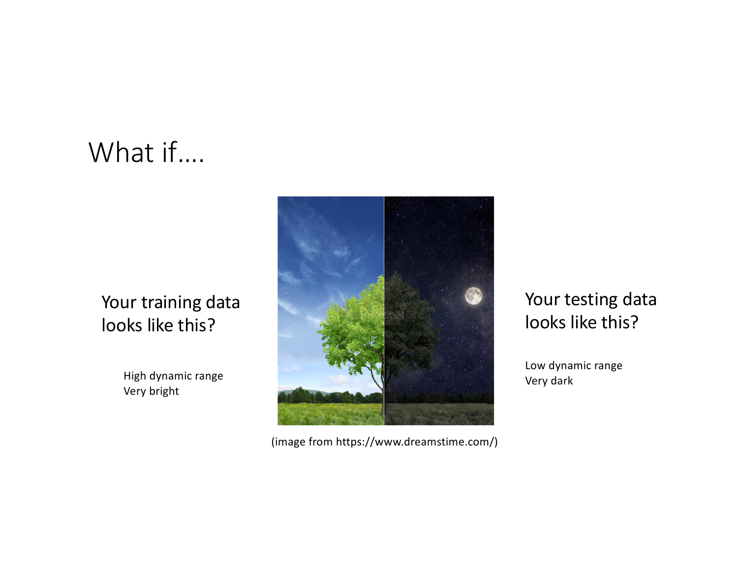# What if….

Your training data looks like this?

High dynamic range
Very bright

Your testing data looks like this?

Low dynamic range
Very dark

(image from https://www.dreamstime.com/)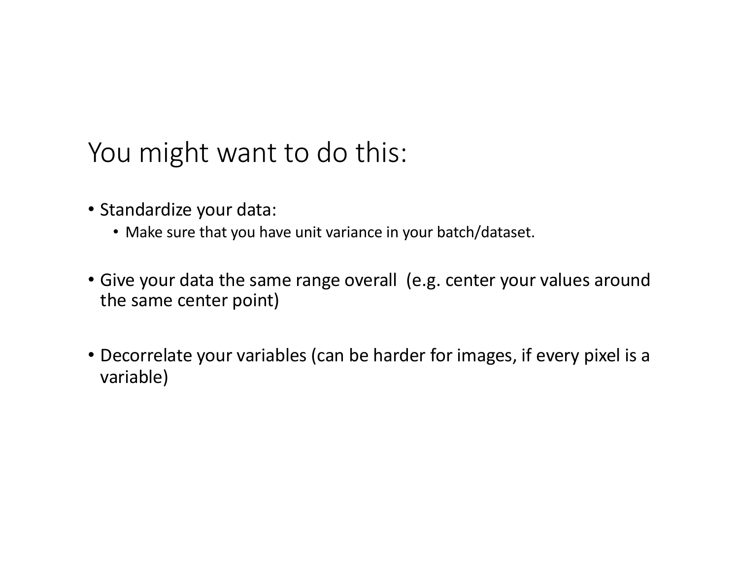# You might want to do this:

- Standardize your data:
  - Make sure that you have unit variance in your batch/dataset.

- Give your data the same range overall (e.g. center your values around the same center point)

- Decorrelate your variables (can be harder for images, if every pixel is a variable)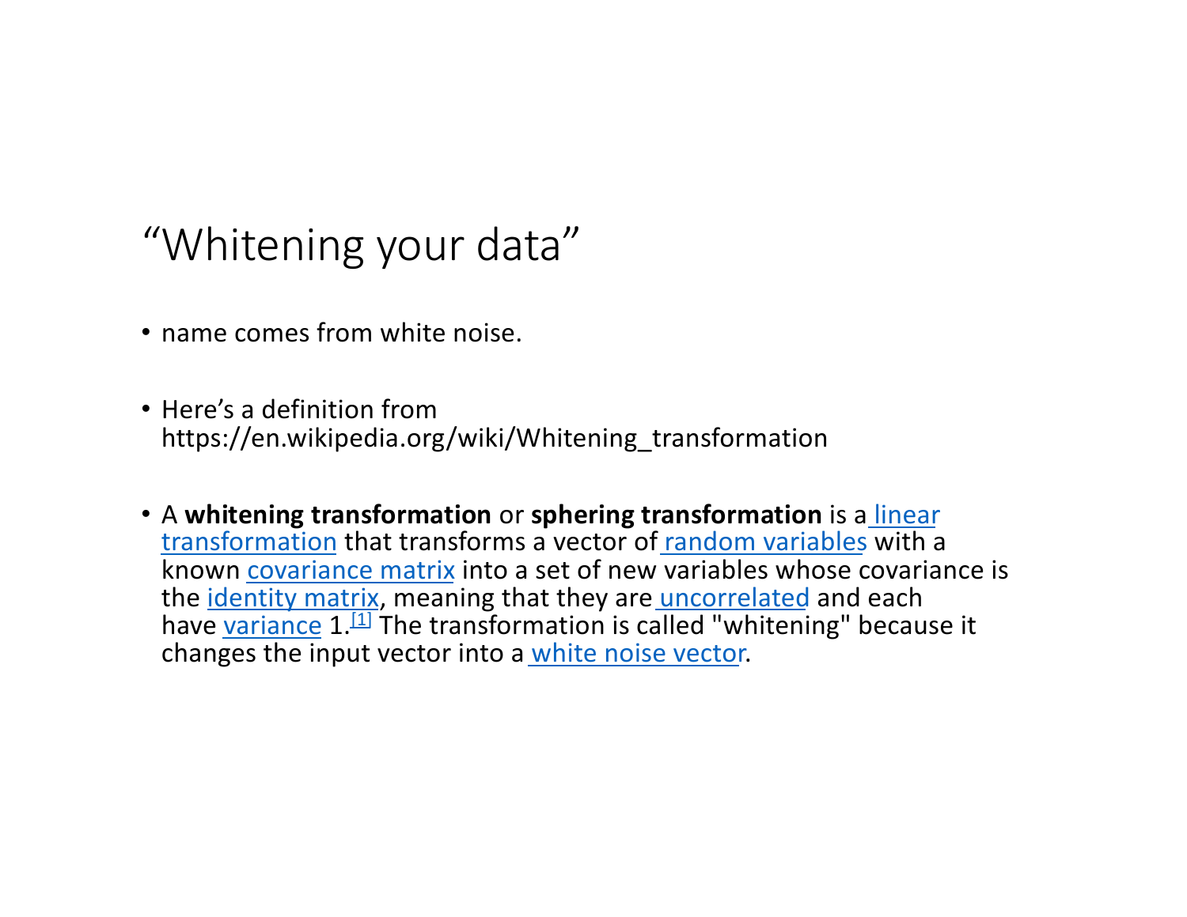# "Whitening your data"

- name comes from white noise.

- Here's a definition from https://en.wikipedia.org/wiki/Whitening_transformation

- A **whitening transformation** or **sphering transformation** is a linear transformation that transforms a vector of random variables with a known covariance matrix into a set of new variables whose covariance is the identity matrix, meaning that they are uncorrelated and each have variance 1.[1] The transformation is called "whitening" because it changes the input vector into a white noise vector.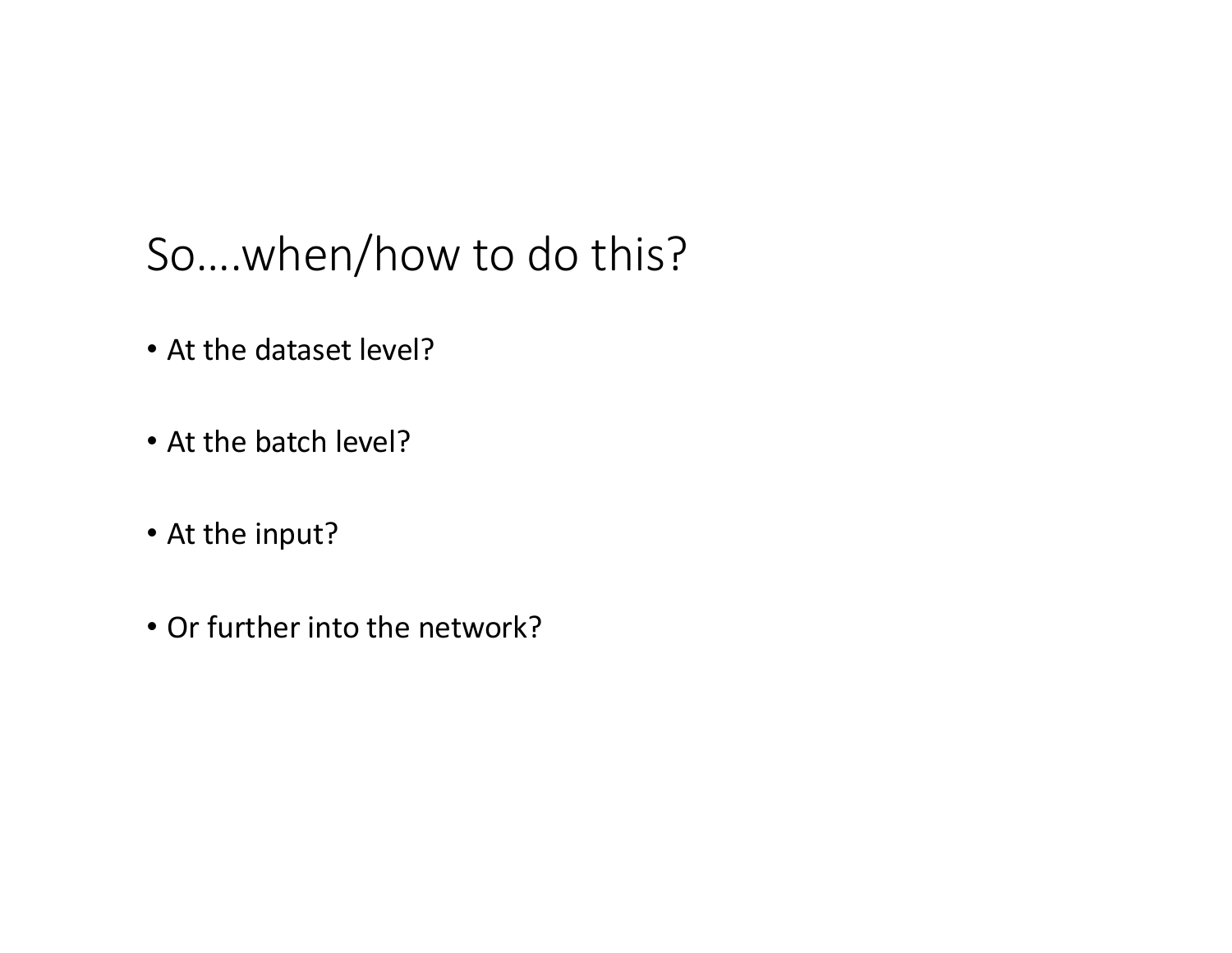# So….when/how to do this?

- At the dataset level?
- At the batch level?
- At the input?
- Or further into the network?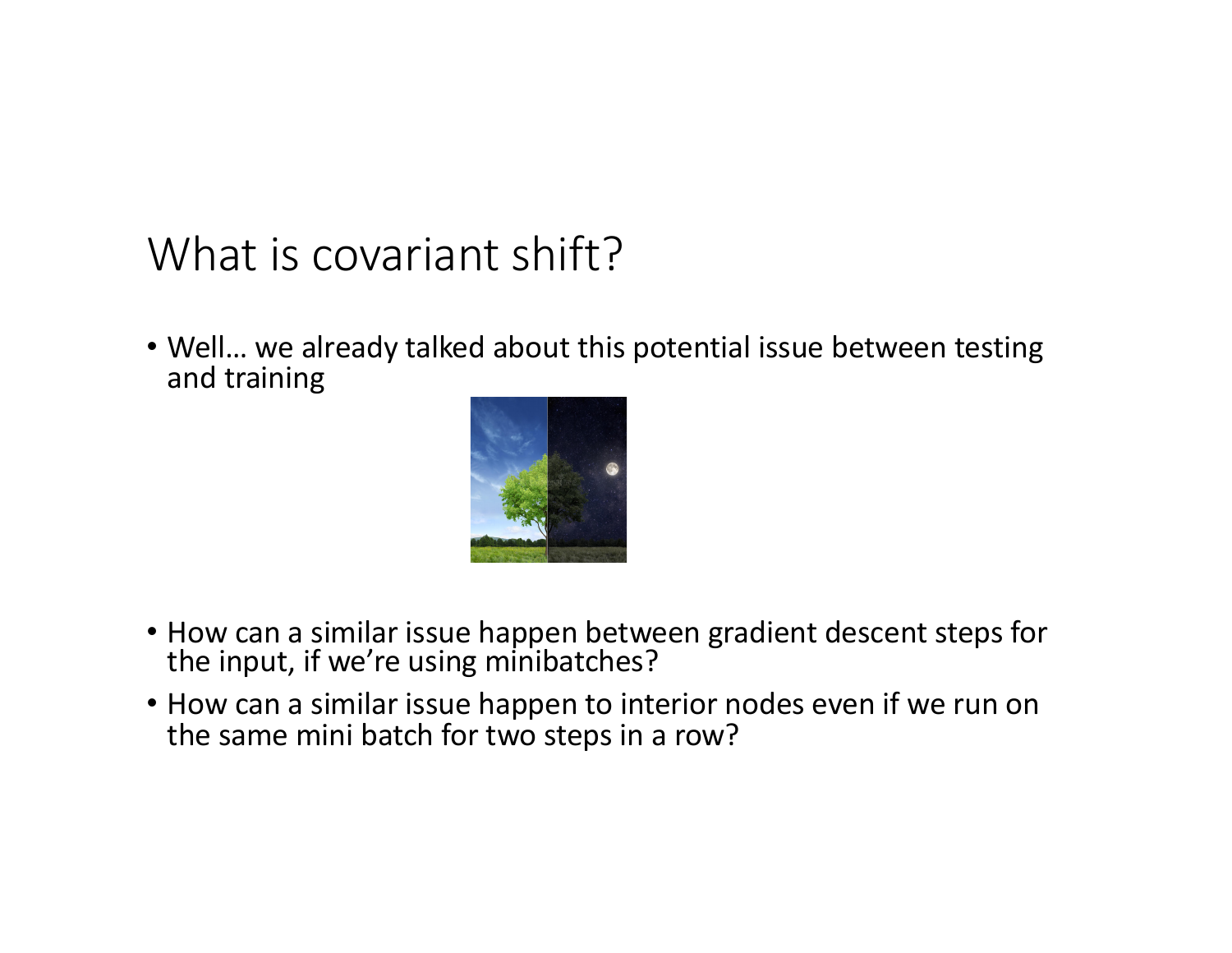# What is covariant shift?

- Well… we already talked about this potential issue between testing and training

- How can a similar issue happen between gradient descent steps for the input, if we're using minibatches?
- How can a similar issue happen to interior nodes even if we run on the same mini batch for two steps in a row?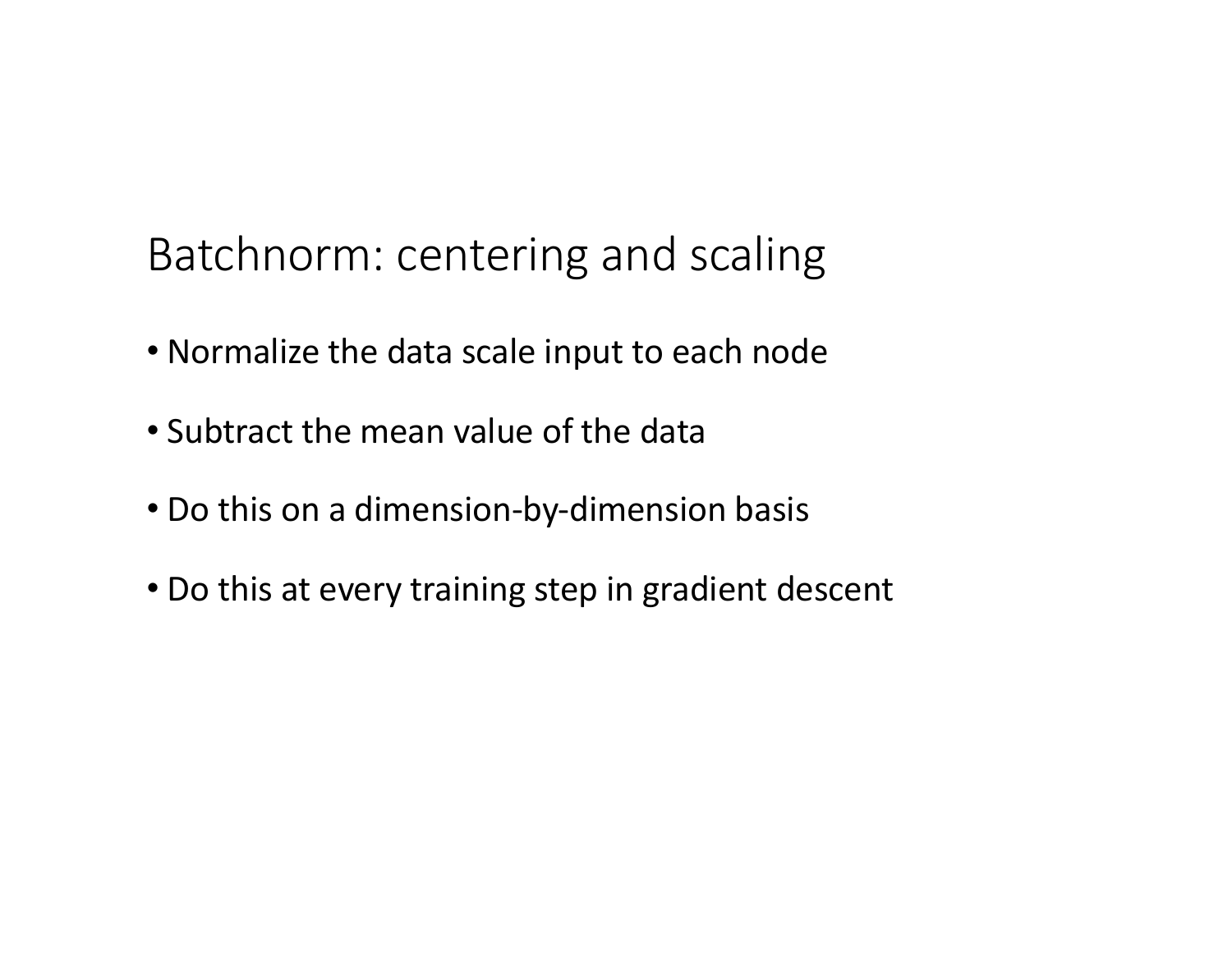# Batchnorm: centering and scaling

- Normalize the data scale input to each node
- Subtract the mean value of the data
- Do this on a dimension-by-dimension basis
- Do this at every training step in gradient descent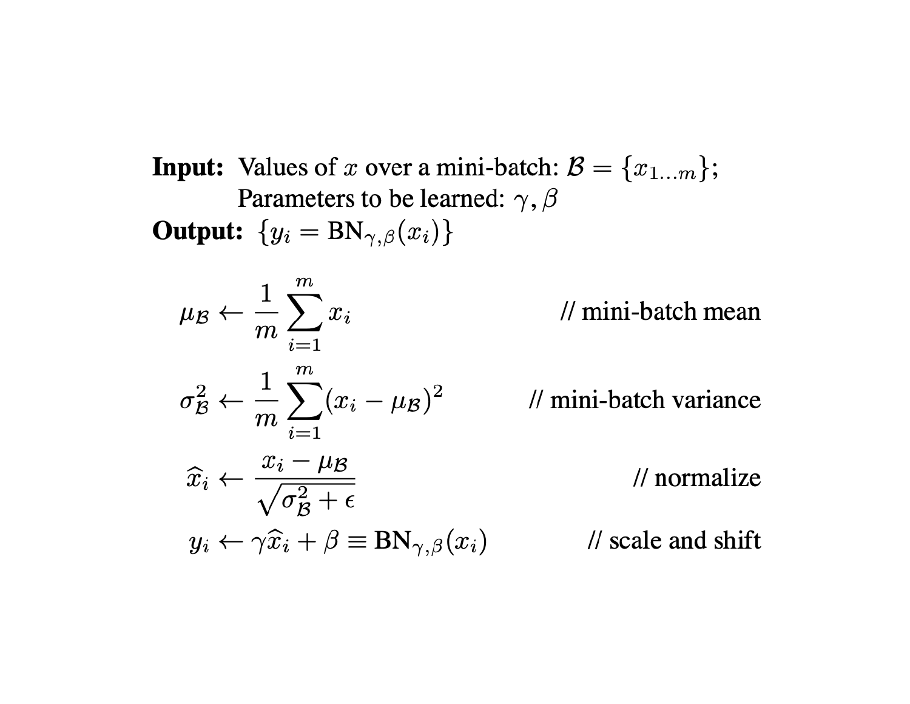**Input:** Values of $x$ over a mini-batch: $\mathcal{B} = \{x_{1\dots m}\}$;
Parameters to be learned: $\gamma, \beta$

**Output:** $\{y_i = \text{BN}_{\gamma,\beta}(x_i)\}$

$$\mu_{\mathcal{B}} \leftarrow \frac{1}{m} \sum_{i=1}^{m} x_i \qquad \text{// mini-batch mean}$$

$$\sigma_{\mathcal{B}}^2 \leftarrow \frac{1}{m} \sum_{i=1}^{m} (x_i - \mu_{\mathcal{B}})^2 \qquad \text{// mini-batch variance}$$

$$\widehat{x}_i \leftarrow \frac{x_i - \mu_{\mathcal{B}}}{\sqrt{\sigma_{\mathcal{B}}^2 + \epsilon}} \qquad \text{// normalize}$$

$$y_i \leftarrow \gamma \widehat{x}_i + \beta \equiv \text{BN}_{\gamma,\beta}(x_i) \qquad \text{// scale and shift}$$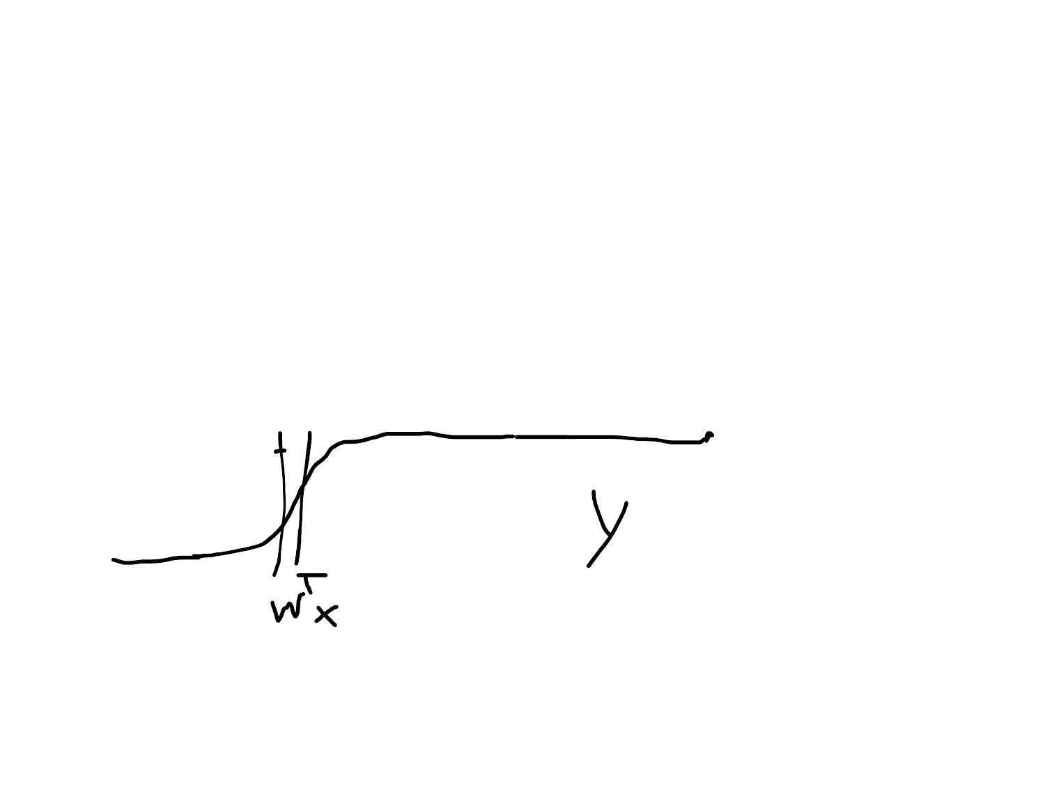$w^T x$

$y$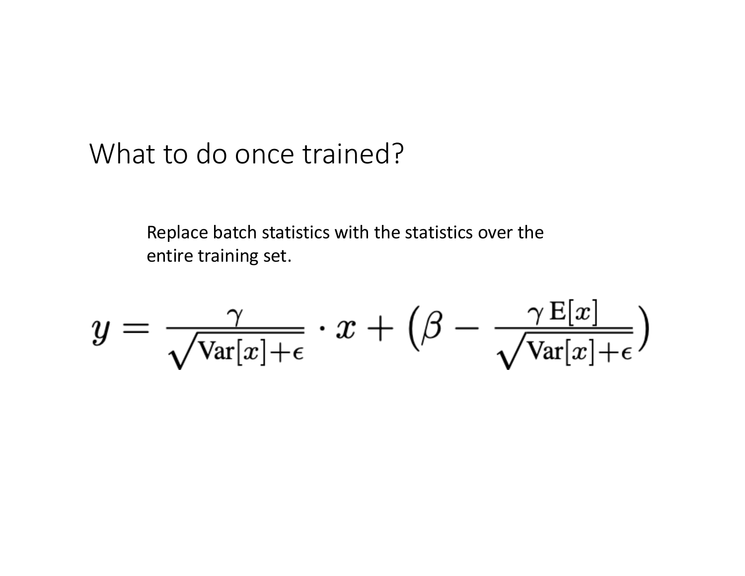# What to do once trained?

Replace batch statistics with the statistics over the entire training set.

$$y = \frac{\gamma}{\sqrt{\mathrm{Var}[x]+\epsilon}} \cdot x + \left(\beta - \frac{\gamma\,\mathrm{E}[x]}{\sqrt{\mathrm{Var}[x]+\epsilon}}\right)$$